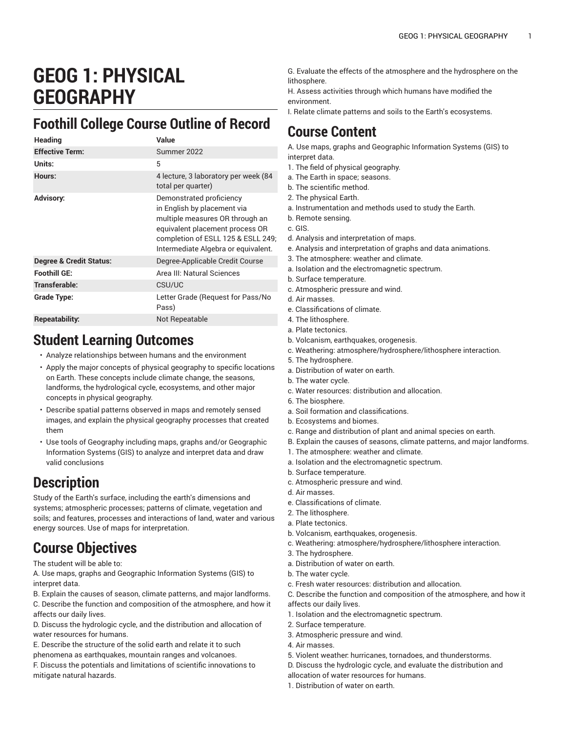# GEOG 1: PHYSICAL GEOGRAPHY

## Foothill College Course Outline of Record

| Heading | Value |
|---|---|
| **Effective Term:** | Summer 2022 |
| **Units:** | 5 |
| **Hours:** | 4 lecture, 3 laboratory per week (84 total per quarter) |
| **Advisory:** | Demonstrated proficiency in English by placement via multiple measures OR through an equivalent placement process OR completion of ESLL 125 & ESLL 249; Intermediate Algebra or equivalent. |
| **Degree & Credit Status:** | Degree-Applicable Credit Course |
| **Foothill GE:** | Area III: Natural Sciences |
| **Transferable:** | CSU/UC |
| **Grade Type:** | Letter Grade (Request for Pass/No Pass) |
| **Repeatability:** | Not Repeatable |

## Student Learning Outcomes

- Analyze relationships between humans and the environment
- Apply the major concepts of physical geography to specific locations on Earth. These concepts include climate change, the seasons, landforms, the hydrological cycle, ecosystems, and other major concepts in physical geography.
- Describe spatial patterns observed in maps and remotely sensed images, and explain the physical geography processes that created them
- Use tools of Geography including maps, graphs and/or Geographic Information Systems (GIS) to analyze and interpret data and draw valid conclusions

## Description

Study of the Earth's surface, including the earth's dimensions and systems; atmospheric processes; patterns of climate, vegetation and soils; and features, processes and interactions of land, water and various energy sources. Use of maps for interpretation.

## Course Objectives

The student will be able to:
A. Use maps, graphs and Geographic Information Systems (GIS) to interpret data.
B. Explain the causes of season, climate patterns, and major landforms.
C. Describe the function and composition of the atmosphere, and how it affects our daily lives.
D. Discuss the hydrologic cycle, and the distribution and allocation of water resources for humans.
E. Describe the structure of the solid earth and relate it to such phenomena as earthquakes, mountain ranges and volcanoes.
F. Discuss the potentials and limitations of scientific innovations to mitigate natural hazards.
G. Evaluate the effects of the atmosphere and the hydrosphere on the lithosphere.
H. Assess activities through which humans have modified the environment.
I. Relate climate patterns and soils to the Earth's ecosystems.

## Course Content

A. Use maps, graphs and Geographic Information Systems (GIS) to interpret data.
1. The field of physical geography.
a. The Earth in space; seasons.
b. The scientific method.
2. The physical Earth.
a. Instrumentation and methods used to study the Earth.
b. Remote sensing.
c. GIS.
d. Analysis and interpretation of maps.
e. Analysis and interpretation of graphs and data animations.
3. The atmosphere: weather and climate.
a. Isolation and the electromagnetic spectrum.
b. Surface temperature.
c. Atmospheric pressure and wind.
d. Air masses.
e. Classifications of climate.
4. The lithosphere.
a. Plate tectonics.
b. Volcanism, earthquakes, orogenesis.
c. Weathering: atmosphere/hydrosphere/lithosphere interaction.
5. The hydrosphere.
a. Distribution of water on earth.
b. The water cycle.
c. Water resources: distribution and allocation.
6. The biosphere.
a. Soil formation and classifications.
b. Ecosystems and biomes.
c. Range and distribution of plant and animal species on earth.
B. Explain the causes of seasons, climate patterns, and major landforms.
1. The atmosphere: weather and climate.
a. Isolation and the electromagnetic spectrum.
b. Surface temperature.
c. Atmospheric pressure and wind.
d. Air masses.
e. Classifications of climate.
2. The lithosphere.
a. Plate tectonics.
b. Volcanism, earthquakes, orogenesis.
c. Weathering: atmosphere/hydrosphere/lithosphere interaction.
3. The hydrosphere.
a. Distribution of water on earth.
b. The water cycle.
c. Fresh water resources: distribution and allocation.
C. Describe the function and composition of the atmosphere, and how it affects our daily lives.
1. Isolation and the electromagnetic spectrum.
2. Surface temperature.
3. Atmospheric pressure and wind.
4. Air masses.
5. Violent weather: hurricanes, tornadoes, and thunderstorms.
D. Discuss the hydrologic cycle, and evaluate the distribution and allocation of water resources for humans.
1. Distribution of water on earth.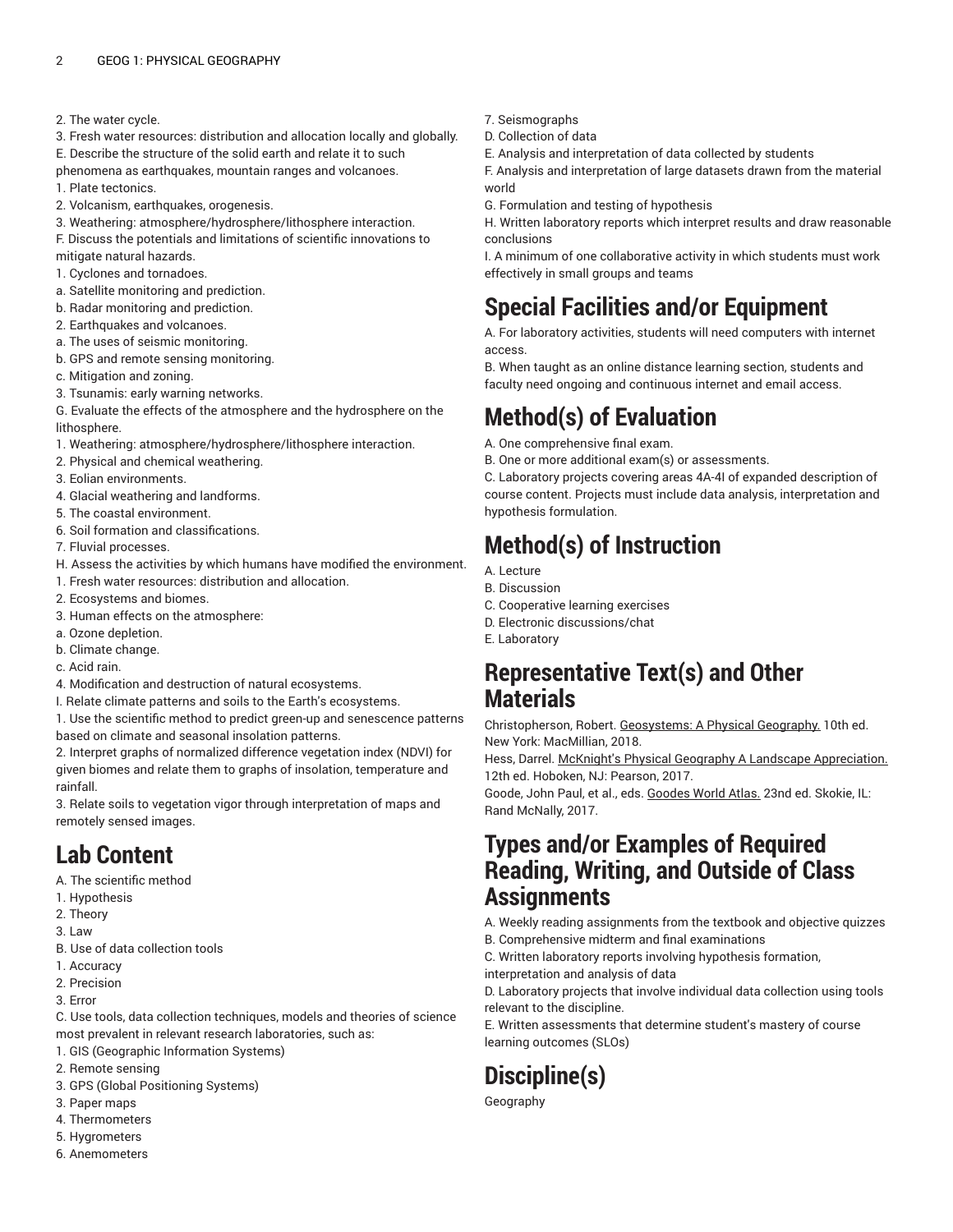2. The water cycle.
3. Fresh water resources: distribution and allocation locally and globally.
E. Describe the structure of the solid earth and relate it to such phenomena as earthquakes, mountain ranges and volcanoes.
1. Plate tectonics.
2. Volcanism, earthquakes, orogenesis.
3. Weathering: atmosphere/hydrosphere/lithosphere interaction.
F. Discuss the potentials and limitations of scientific innovations to mitigate natural hazards.
1. Cyclones and tornadoes.
a. Satellite monitoring and prediction.
b. Radar monitoring and prediction.
2. Earthquakes and volcanoes.
a. The uses of seismic monitoring.
b. GPS and remote sensing monitoring.
c. Mitigation and zoning.
3. Tsunamis: early warning networks.
G. Evaluate the effects of the atmosphere and the hydrosphere on the lithosphere.
1. Weathering: atmosphere/hydrosphere/lithosphere interaction.
2. Physical and chemical weathering.
3. Eolian environments.
4. Glacial weathering and landforms.
5. The coastal environment.
6. Soil formation and classifications.
7. Fluvial processes.
H. Assess the activities by which humans have modified the environment.
1. Fresh water resources: distribution and allocation.
2. Ecosystems and biomes.
3. Human effects on the atmosphere:
a. Ozone depletion.
b. Climate change.
c. Acid rain.
4. Modification and destruction of natural ecosystems.
I. Relate climate patterns and soils to the Earth's ecosystems.
1. Use the scientific method to predict green-up and senescence patterns based on climate and seasonal insolation patterns.
2. Interpret graphs of normalized difference vegetation index (NDVI) for given biomes and relate them to graphs of insolation, temperature and rainfall.
3. Relate soils to vegetation vigor through interpretation of maps and remotely sensed images.

# Lab Content

A. The scientific method
1. Hypothesis
2. Theory
3. Law
B. Use of data collection tools
1. Accuracy
2. Precision
3. Error
C. Use tools, data collection techniques, models and theories of science most prevalent in relevant research laboratories, such as:
1. GIS (Geographic Information Systems)
2. Remote sensing
3. GPS (Global Positioning Systems)
3. Paper maps
4. Thermometers
5. Hygrometers
6. Anemometers
7. Seismographs
D. Collection of data
E. Analysis and interpretation of data collected by students
F. Analysis and interpretation of large datasets drawn from the material world
G. Formulation and testing of hypothesis
H. Written laboratory reports which interpret results and draw reasonable conclusions
I. A minimum of one collaborative activity in which students must work effectively in small groups and teams

# Special Facilities and/or Equipment

A. For laboratory activities, students will need computers with internet access.
B. When taught as an online distance learning section, students and faculty need ongoing and continuous internet and email access.

# Method(s) of Evaluation

A. One comprehensive final exam.
B. One or more additional exam(s) or assessments.
C. Laboratory projects covering areas 4A-4I of expanded description of course content. Projects must include data analysis, interpretation and hypothesis formulation.

# Method(s) of Instruction

A. Lecture
B. Discussion
C. Cooperative learning exercises
D. Electronic discussions/chat
E. Laboratory

# Representative Text(s) and Other Materials

Christopherson, Robert. Geosystems: A Physical Geography. 10th ed. New York: MacMillian, 2018.
Hess, Darrel. McKnight's Physical Geography A Landscape Appreciation. 12th ed. Hoboken, NJ: Pearson, 2017.
Goode, John Paul, et al., eds. Goodes World Atlas. 23nd ed. Skokie, IL: Rand McNally, 2017.

# Types and/or Examples of Required Reading, Writing, and Outside of Class Assignments

A. Weekly reading assignments from the textbook and objective quizzes
B. Comprehensive midterm and final examinations
C. Written laboratory reports involving hypothesis formation, interpretation and analysis of data
D. Laboratory projects that involve individual data collection using tools relevant to the discipline.
E. Written assessments that determine student's mastery of course learning outcomes (SLOs)

# Discipline(s)

Geography